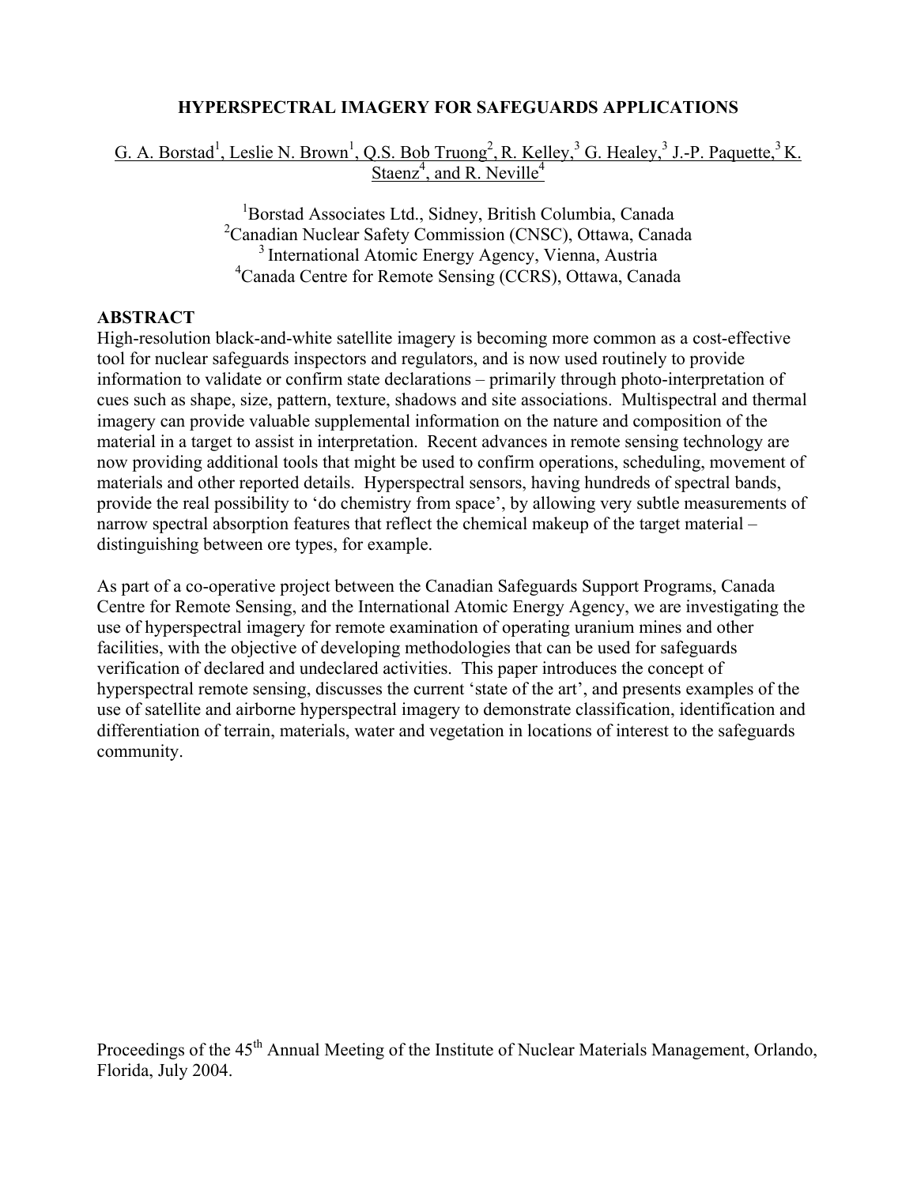# HYPERSPECTRAL IMAGERY FOR SAFEGUARDS APPLICATIONS

G. A. Borstad[1], Leslie N. Brown[1], Q.S. Bob Truong[2], R. Kelley,[3] G. Healey,[3] J.-P. Paquette,[3] K. Staenz[4], and R. Neville[4]

[1]Borstad Associates Ltd., Sidney, British Columbia, Canada
[2]Canadian Nuclear Safety Commission (CNSC), Ottawa, Canada
[3] International Atomic Energy Agency, Vienna, Austria
[4]Canada Centre for Remote Sensing (CCRS), Ottawa, Canada

## ABSTRACT

High-resolution black-and-white satellite imagery is becoming more common as a cost-effective tool for nuclear safeguards inspectors and regulators, and is now used routinely to provide information to validate or confirm state declarations – primarily through photo-interpretation of cues such as shape, size, pattern, texture, shadows and site associations. Multispectral and thermal imagery can provide valuable supplemental information on the nature and composition of the material in a target to assist in interpretation. Recent advances in remote sensing technology are now providing additional tools that might be used to confirm operations, scheduling, movement of materials and other reported details. Hyperspectral sensors, having hundreds of spectral bands, provide the real possibility to 'do chemistry from space', by allowing very subtle measurements of narrow spectral absorption features that reflect the chemical makeup of the target material – distinguishing between ore types, for example.

As part of a co-operative project between the Canadian Safeguards Support Programs, Canada Centre for Remote Sensing, and the International Atomic Energy Agency, we are investigating the use of hyperspectral imagery for remote examination of operating uranium mines and other facilities, with the objective of developing methodologies that can be used for safeguards verification of declared and undeclared activities. This paper introduces the concept of hyperspectral remote sensing, discusses the current 'state of the art', and presents examples of the use of satellite and airborne hyperspectral imagery to demonstrate classification, identification and differentiation of terrain, materials, water and vegetation in locations of interest to the safeguards community.

Proceedings of the 45th Annual Meeting of the Institute of Nuclear Materials Management, Orlando, Florida, July 2004.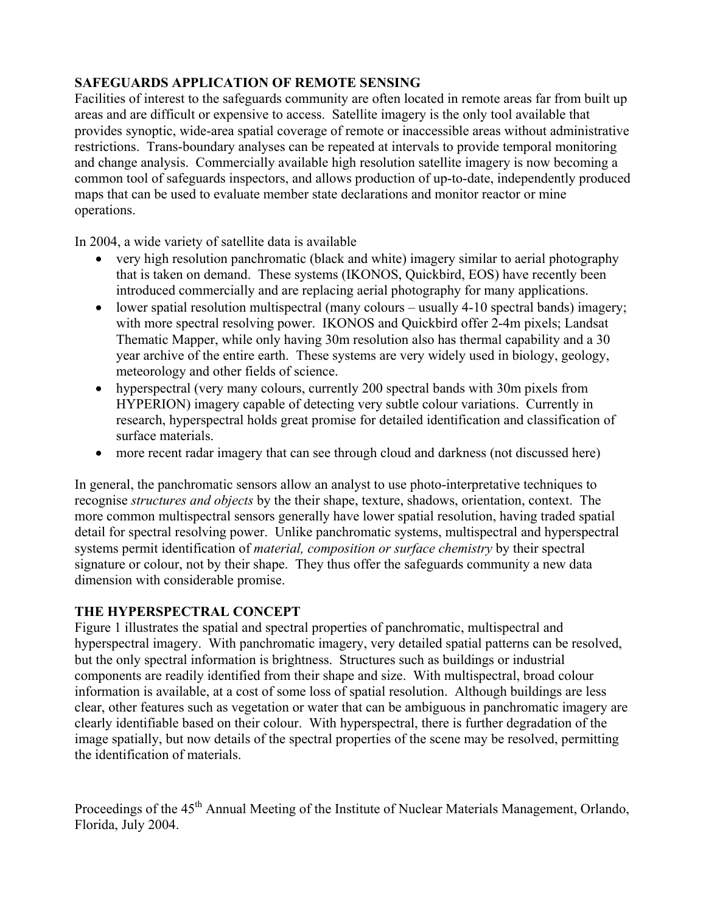## SAFEGUARDS APPLICATION OF REMOTE SENSING

Facilities of interest to the safeguards community are often located in remote areas far from built up areas and are difficult or expensive to access. Satellite imagery is the only tool available that provides synoptic, wide-area spatial coverage of remote or inaccessible areas without administrative restrictions. Trans-boundary analyses can be repeated at intervals to provide temporal monitoring and change analysis. Commercially available high resolution satellite imagery is now becoming a common tool of safeguards inspectors, and allows production of up-to-date, independently produced maps that can be used to evaluate member state declarations and monitor reactor or mine operations.

In 2004, a wide variety of satellite data is available

- very high resolution panchromatic (black and white) imagery similar to aerial photography that is taken on demand. These systems (IKONOS, Quickbird, EOS) have recently been introduced commercially and are replacing aerial photography for many applications.
- lower spatial resolution multispectral (many colours – usually 4-10 spectral bands) imagery; with more spectral resolving power. IKONOS and Quickbird offer 2-4m pixels; Landsat Thematic Mapper, while only having 30m resolution also has thermal capability and a 30 year archive of the entire earth. These systems are very widely used in biology, geology, meteorology and other fields of science.
- hyperspectral (very many colours, currently 200 spectral bands with 30m pixels from HYPERION) imagery capable of detecting very subtle colour variations. Currently in research, hyperspectral holds great promise for detailed identification and classification of surface materials.
- more recent radar imagery that can see through cloud and darkness (not discussed here)

In general, the panchromatic sensors allow an analyst to use photo-interpretative techniques to recognise *structures and objects* by the their shape, texture, shadows, orientation, context. The more common multispectral sensors generally have lower spatial resolution, having traded spatial detail for spectral resolving power. Unlike panchromatic systems, multispectral and hyperspectral systems permit identification of *material, composition or surface chemistry* by their spectral signature or colour, not by their shape. They thus offer the safeguards community a new data dimension with considerable promise.

## THE HYPERSPECTRAL CONCEPT

Figure 1 illustrates the spatial and spectral properties of panchromatic, multispectral and hyperspectral imagery. With panchromatic imagery, very detailed spatial patterns can be resolved, but the only spectral information is brightness. Structures such as buildings or industrial components are readily identified from their shape and size. With multispectral, broad colour information is available, at a cost of some loss of spatial resolution. Although buildings are less clear, other features such as vegetation or water that can be ambiguous in panchromatic imagery are clearly identifiable based on their colour. With hyperspectral, there is further degradation of the image spatially, but now details of the spectral properties of the scene may be resolved, permitting the identification of materials.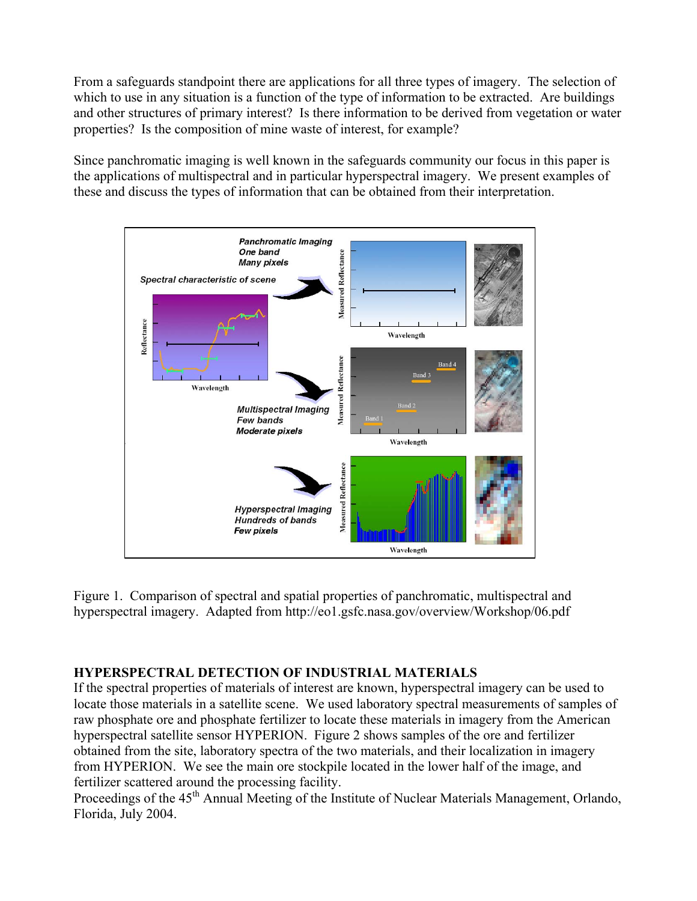From a safeguards standpoint there are applications for all three types of imagery. The selection of which to use in any situation is a function of the type of information to be extracted. Are buildings and other structures of primary interest? Is there information to be derived from vegetation or water properties? Is the composition of mine waste of interest, for example?

Since panchromatic imaging is well known in the safeguards community our focus in this paper is the applications of multispectral and in particular hyperspectral imagery. We present examples of these and discuss the types of information that can be obtained from their interpretation.

Figure 1. Comparison of spectral and spatial properties of panchromatic, multispectral and hyperspectral imagery. Adapted from http://eo1.gsfc.nasa.gov/overview/Workshop/06.pdf

## HYPERSPECTRAL DETECTION OF INDUSTRIAL MATERIALS

If the spectral properties of materials of interest are known, hyperspectral imagery can be used to locate those materials in a satellite scene. We used laboratory spectral measurements of samples of raw phosphate ore and phosphate fertilizer to locate these materials in imagery from the American hyperspectral satellite sensor HYPERION. Figure 2 shows samples of the ore and fertilizer obtained from the site, laboratory spectra of the two materials, and their localization in imagery from HYPERION. We see the main ore stockpile located in the lower half of the image, and fertilizer scattered around the processing facility.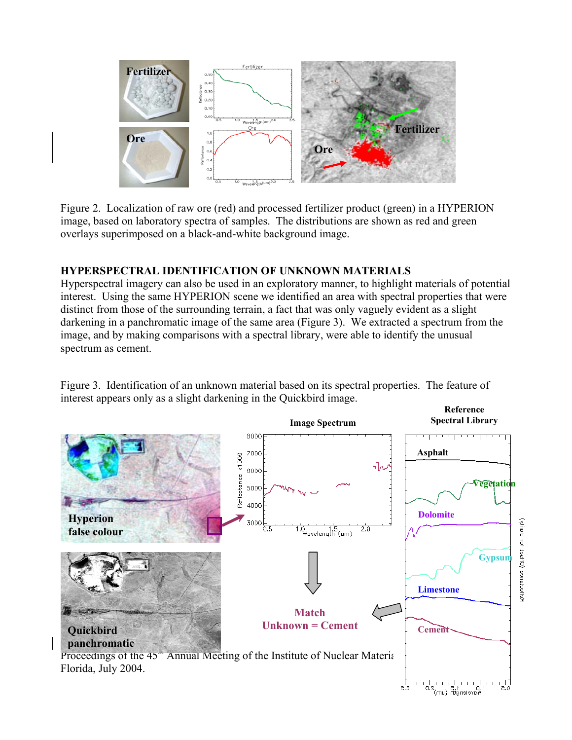Figure 2. Localization of raw ore (red) and processed fertilizer product (green) in a HYPERION image, based on laboratory spectra of samples. The distributions are shown as red and green overlays superimposed on a black-and-white background image.

## HYPERSPECTRAL IDENTIFICATION OF UNKNOWN MATERIALS

Hyperspectral imagery can also be used in an exploratory manner, to highlight materials of potential interest. Using the same HYPERION scene we identified an area with spectral properties that were distinct from those of the surrounding terrain, a fact that was only vaguely evident as a slight darkening in a panchromatic image of the same area (Figure 3). We extracted a spectrum from the image, and by making comparisons with a spectral library, were able to identify the unusual spectrum as cement.

Figure 3. Identification of an unknown material based on its spectral properties. The feature of interest appears only as a slight darkening in the Quickbird image.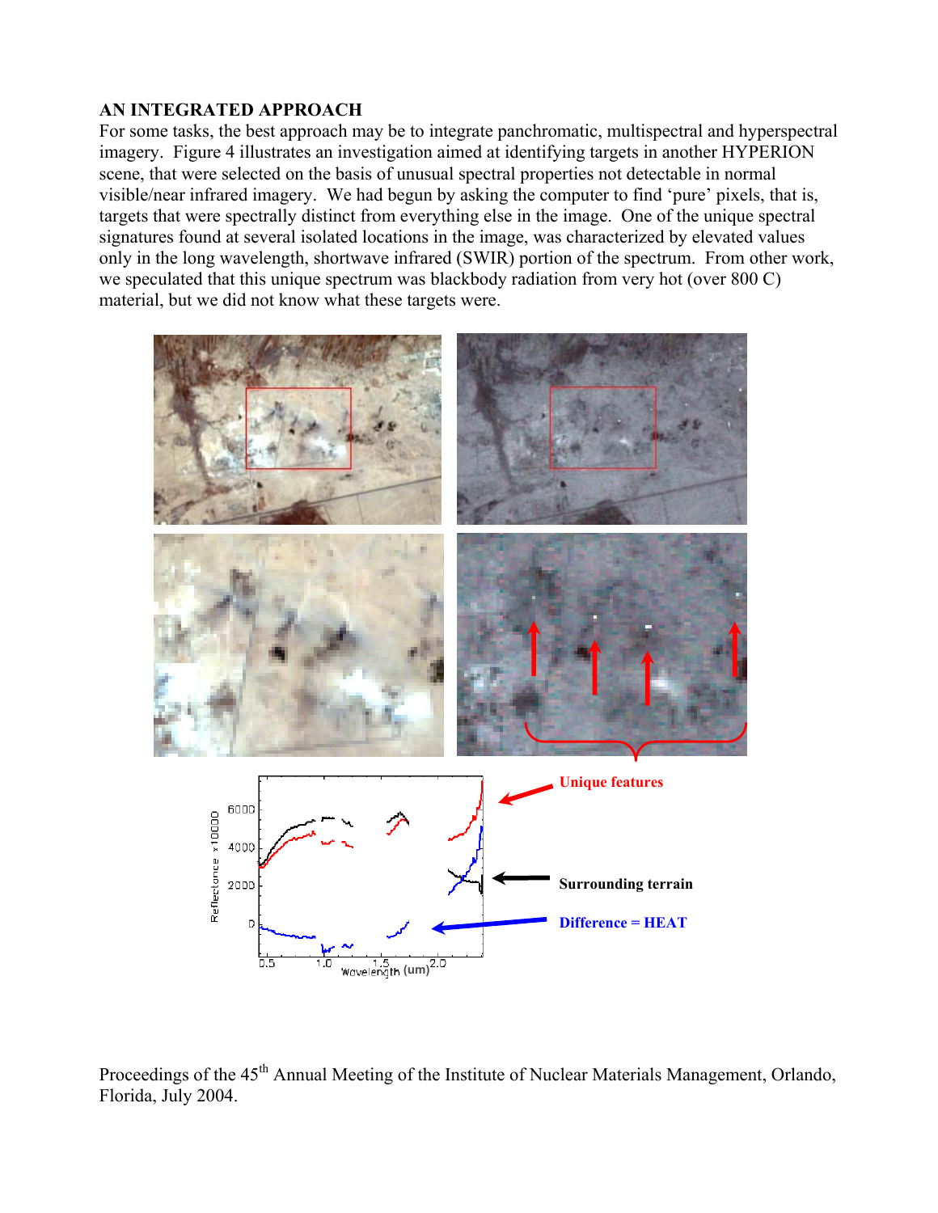## AN INTEGRATED APPROACH

For some tasks, the best approach may be to integrate panchromatic, multispectral and hyperspectral imagery. Figure 4 illustrates an investigation aimed at identifying targets in another HYPERION scene, that were selected on the basis of unusual spectral properties not detectable in normal visible/near infrared imagery. We had begun by asking the computer to find 'pure' pixels, that is, targets that were spectrally distinct from everything else in the image. One of the unique spectral signatures found at several isolated locations in the image, was characterized by elevated values only in the long wavelength, shortwave infrared (SWIR) portion of the spectrum. From other work, we speculated that this unique spectrum was blackbody radiation from very hot (over 800 C) material, but we did not know what these targets were.

Proceedings of the 45th Annual Meeting of the Institute of Nuclear Materials Management, Orlando, Florida, July 2004.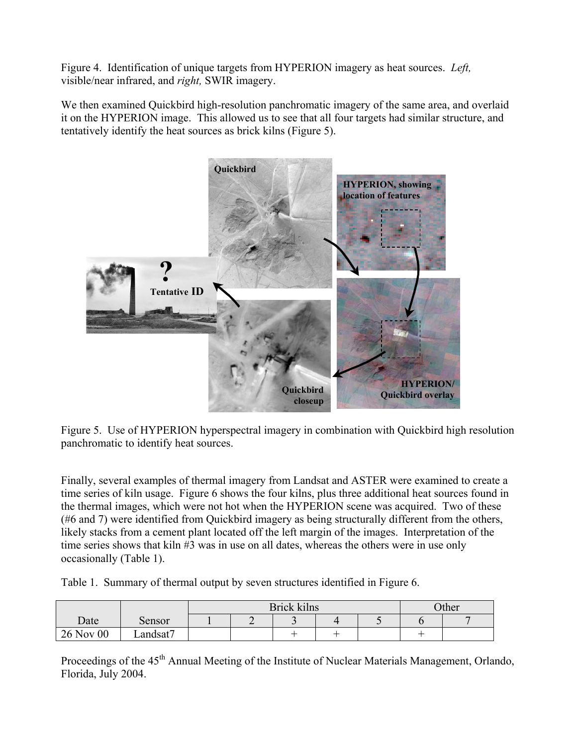Figure 4. Identification of unique targets from HYPERION imagery as heat sources. *Left,* visible/near infrared, and *right,* SWIR imagery.

We then examined Quickbird high-resolution panchromatic imagery of the same area, and overlaid it on the HYPERION image. This allowed us to see that all four targets had similar structure, and tentatively identify the heat sources as brick kilns (Figure 5).

Figure 5. Use of HYPERION hyperspectral imagery in combination with Quickbird high resolution panchromatic to identify heat sources.

Finally, several examples of thermal imagery from Landsat and ASTER were examined to create a time series of kiln usage. Figure 6 shows the four kilns, plus three additional heat sources found in the thermal images, which were not hot when the HYPERION scene was acquired. Two of these (#6 and 7) were identified from Quickbird imagery as being structurally different from the others, likely stacks from a cement plant located off the left margin of the images. Interpretation of the time series shows that kiln #3 was in use on all dates, whereas the others were in use only occasionally (Table 1).

Table 1. Summary of thermal output by seven structures identified in Figure 6.

| | | Brick kilns | | | | | Other | |
|---|---|---|---|---|---|---|---|---|
| Date | Sensor | 1 | 2 | 3 | 4 | 5 | 6 | 7 |
| 26 Nov 00 | Landsat7 | | | + | + | | + | |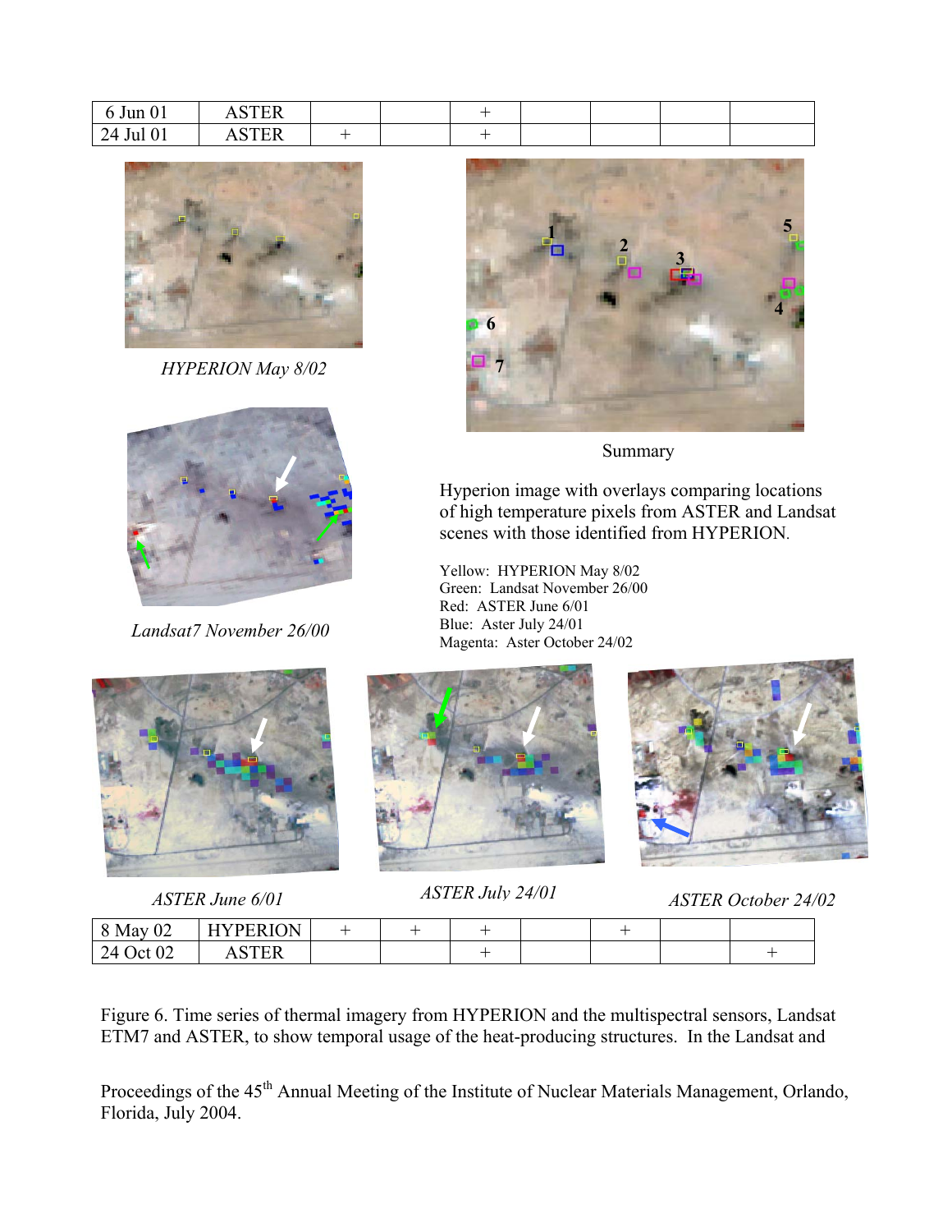| | | | | | | | | |
|---|---|---|---|---|---|---|---|---|
| 6 Jun 01 | ASTER | | | + | | | | |
| 24 Jul 01 | ASTER | + | | + | | | | |

*HYPERION May 8/02*

Summary

Hyperion image with overlays comparing locations of high temperature pixels from ASTER and Landsat scenes with those identified from HYPERION.

Yellow: HYPERION May 8/02
Green: Landsat November 26/00
Red: ASTER June 6/01
Blue: Aster July 24/01
Magenta: Aster October 24/02

*Landsat7 November 26/00*

*ASTER June 6/01*

*ASTER July 24/01*

*ASTER October 24/02*

| | | | | | | | | |
|---|---|---|---|---|---|---|---|---|
| 8 May 02 | HYPERION | + | + | + | | + | | |
| 24 Oct 02 | ASTER | | | + | | | | + |

Figure 6. Time series of thermal imagery from HYPERION and the multispectral sensors, Landsat ETM7 and ASTER, to show temporal usage of the heat-producing structures. In the Landsat and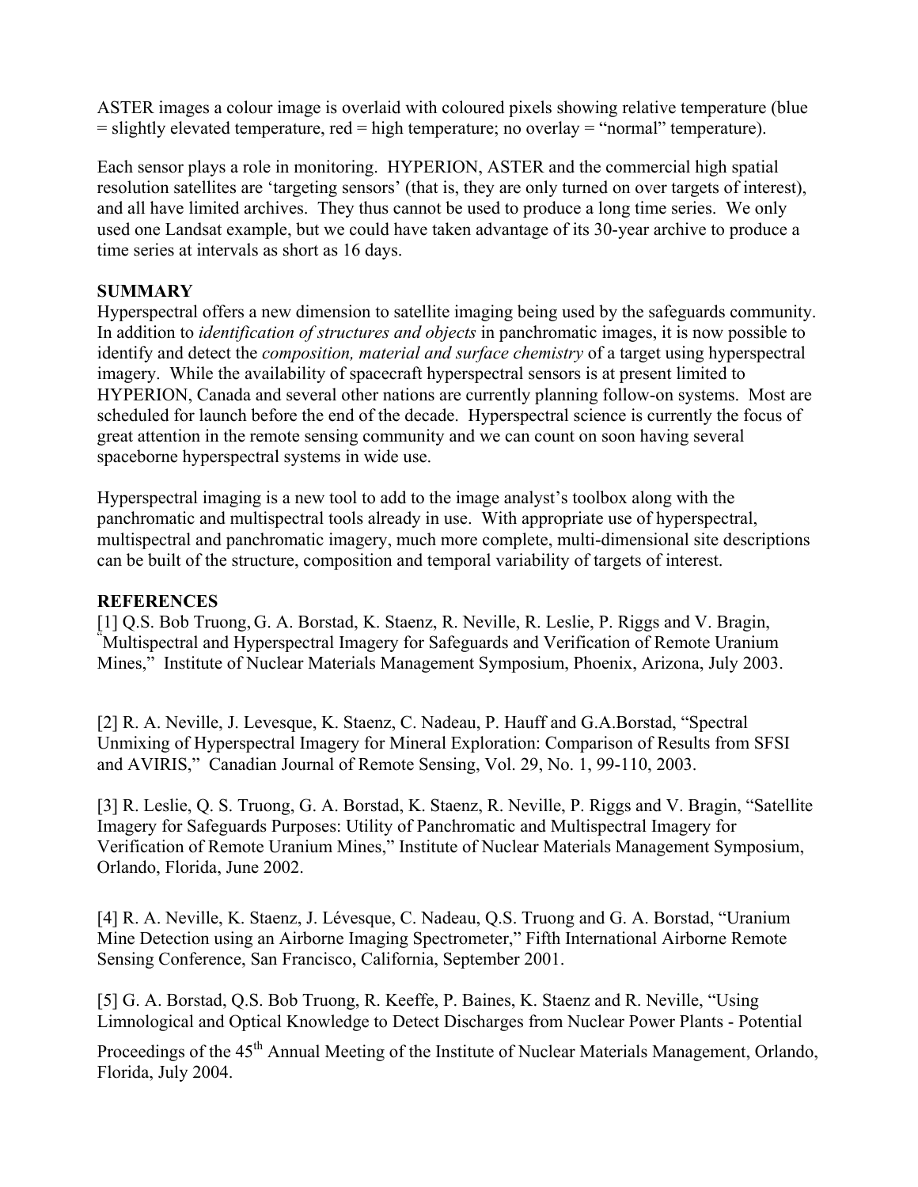ASTER images a colour image is overlaid with coloured pixels showing relative temperature (blue = slightly elevated temperature, red = high temperature; no overlay = "normal" temperature).

Each sensor plays a role in monitoring. HYPERION, ASTER and the commercial high spatial resolution satellites are 'targeting sensors' (that is, they are only turned on over targets of interest), and all have limited archives. They thus cannot be used to produce a long time series. We only used one Landsat example, but we could have taken advantage of its 30-year archive to produce a time series at intervals as short as 16 days.

## SUMMARY

Hyperspectral offers a new dimension to satellite imaging being used by the safeguards community. In addition to *identification of structures and objects* in panchromatic images, it is now possible to identify and detect the *composition, material and surface chemistry* of a target using hyperspectral imagery. While the availability of spacecraft hyperspectral sensors is at present limited to HYPERION, Canada and several other nations are currently planning follow-on systems. Most are scheduled for launch before the end of the decade. Hyperspectral science is currently the focus of great attention in the remote sensing community and we can count on soon having several spaceborne hyperspectral systems in wide use.

Hyperspectral imaging is a new tool to add to the image analyst's toolbox along with the panchromatic and multispectral tools already in use. With appropriate use of hyperspectral, multispectral and panchromatic imagery, much more complete, multi-dimensional site descriptions can be built of the structure, composition and temporal variability of targets of interest.

## REFERENCES

[1] Q.S. Bob Truong, G. A. Borstad, K. Staenz, R. Neville, R. Leslie, P. Riggs and V. Bragin, "Multispectral and Hyperspectral Imagery for Safeguards and Verification of Remote Uranium Mines," Institute of Nuclear Materials Management Symposium, Phoenix, Arizona, July 2003.

[2] R. A. Neville, J. Levesque, K. Staenz, C. Nadeau, P. Hauff and G.A.Borstad, "Spectral Unmixing of Hyperspectral Imagery for Mineral Exploration: Comparison of Results from SFSI and AVIRIS," Canadian Journal of Remote Sensing, Vol. 29, No. 1, 99-110, 2003.

[3] R. Leslie, Q. S. Truong, G. A. Borstad, K. Staenz, R. Neville, P. Riggs and V. Bragin, "Satellite Imagery for Safeguards Purposes: Utility of Panchromatic and Multispectral Imagery for Verification of Remote Uranium Mines," Institute of Nuclear Materials Management Symposium, Orlando, Florida, June 2002.

[4] R. A. Neville, K. Staenz, J. Lévesque, C. Nadeau, Q.S. Truong and G. A. Borstad, "Uranium Mine Detection using an Airborne Imaging Spectrometer," Fifth International Airborne Remote Sensing Conference, San Francisco, California, September 2001.

[5] G. A. Borstad, Q.S. Bob Truong, R. Keeffe, P. Baines, K. Staenz and R. Neville, "Using Limnological and Optical Knowledge to Detect Discharges from Nuclear Power Plants - Potential

Proceedings of the 45th Annual Meeting of the Institute of Nuclear Materials Management, Orlando, Florida, July 2004.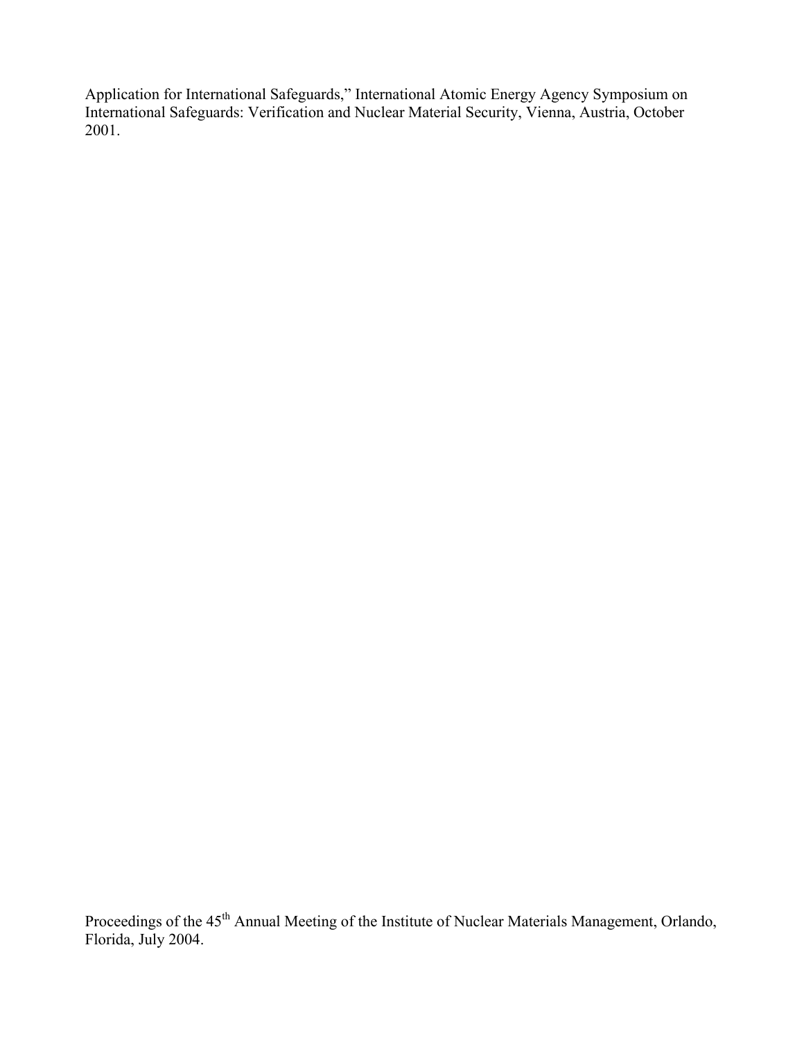Application for International Safeguards," International Atomic Energy Agency Symposium on International Safeguards: Verification and Nuclear Material Security, Vienna, Austria, October 2001.